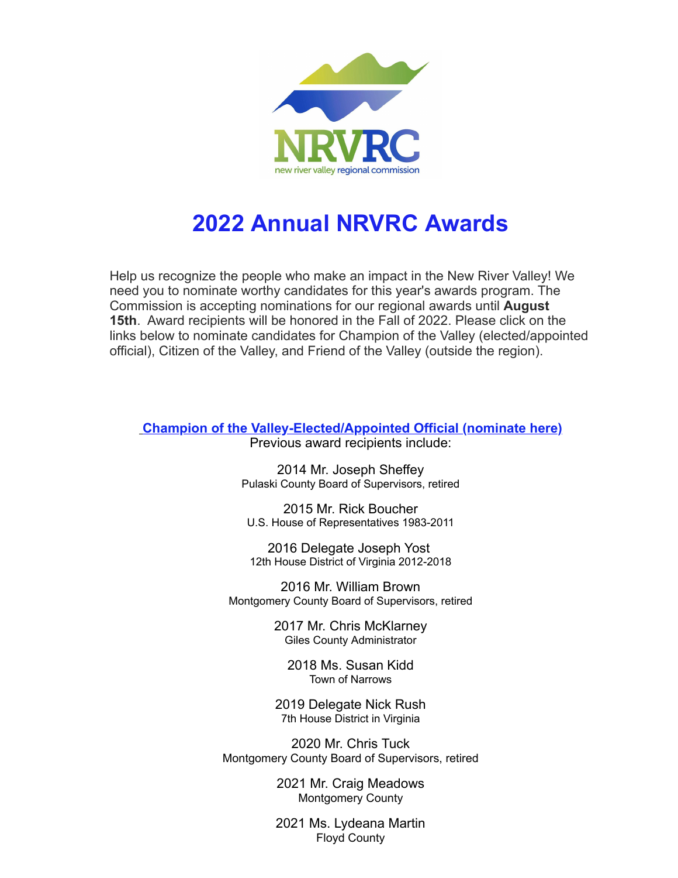NRVRC

new river valley regional commission

# 2022 Annual NRVRC Awards

Help us recognize the people who make an impact in the New River Valley! We need you to nominate worthy candidates for this year's awards program. The Commission is accepting nominations for our regional awards until **August 15th**. Award recipients will be honored in the Fall of 2022. Please click on the links below to nominate candidates for Champion of the Valley (elected/appointed official), Citizen of the Valley, and Friend of the Valley (outside the region).

**Champion of the Valley-Elected/Appointed Official (nominate here)**

Previous award recipients include:

2014 Mr. Joseph Sheffey
Pulaski County Board of Supervisors, retired

2015 Mr. Rick Boucher
U.S. House of Representatives 1983-2011

2016 Delegate Joseph Yost
12th House District of Virginia 2012-2018

2016 Mr. William Brown
Montgomery County Board of Supervisors, retired

2017 Mr. Chris McKlarney
Giles County Administrator

2018 Ms. Susan Kidd
Town of Narrows

2019 Delegate Nick Rush
7th House District in Virginia

2020 Mr. Chris Tuck
Montgomery County Board of Supervisors, retired

2021 Mr. Craig Meadows
Montgomery County

2021 Ms. Lydeana Martin
Floyd County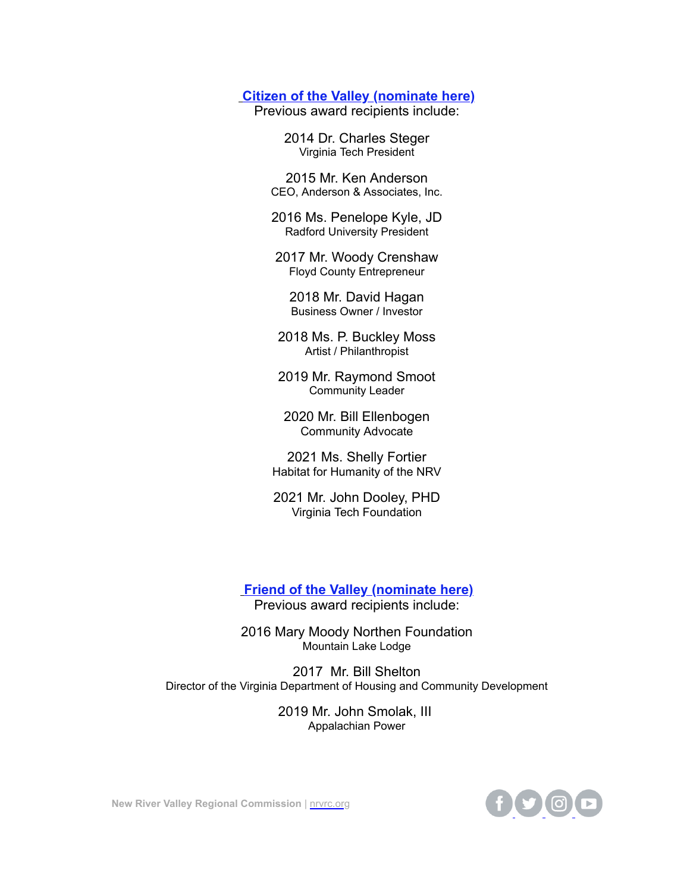## [Citizen of the Valley (nominate here)]

Previous award recipients include:

2014 Dr. Charles Steger
Virginia Tech President

2015 Mr. Ken Anderson
CEO, Anderson & Associates, Inc.

2016 Ms. Penelope Kyle, JD
Radford University President

2017 Mr. Woody Crenshaw
Floyd County Entrepreneur

2018 Mr. David Hagan
Business Owner / Investor

2018 Ms. P. Buckley Moss
Artist / Philanthropist

2019 Mr. Raymond Smoot
Community Leader

2020 Mr. Bill Ellenbogen
Community Advocate

2021 Ms. Shelly Fortier
Habitat for Humanity of the NRV

2021 Mr. John Dooley, PHD
Virginia Tech Foundation

## [Friend of the Valley (nominate here)]

Previous award recipients include:

2016 Mary Moody Northen Foundation
Mountain Lake Lodge

2017 Mr. Bill Shelton
Director of the Virginia Department of Housing and Community Development

2019 Mr. John Smolak, III
Appalachian Power

**New River Valley Regional Commission** | nrvrc.org